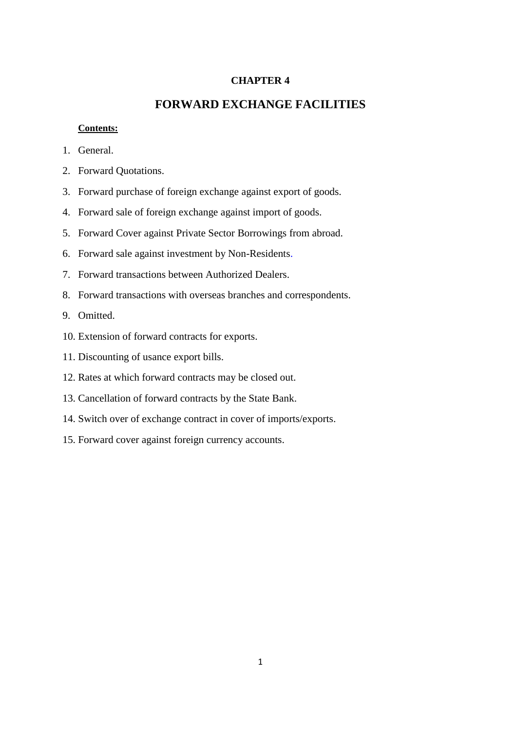# CHAPTER 4

## FORWARD EXCHANGE FACILITIES

**Contents:**

1. General.
2. Forward Quotations.
3. Forward purchase of foreign exchange against export of goods.
4. Forward sale of foreign exchange against import of goods.
5. Forward Cover against Private Sector Borrowings from abroad.
6. Forward sale against investment by Non-Residents.
7. Forward transactions between Authorized Dealers.
8. Forward transactions with overseas branches and correspondents.
9. Omitted.
10. Extension of forward contracts for exports.
11. Discounting of usance export bills.
12. Rates at which forward contracts may be closed out.
13. Cancellation of forward contracts by the State Bank.
14. Switch over of exchange contract in cover of imports/exports.
15. Forward cover against foreign currency accounts.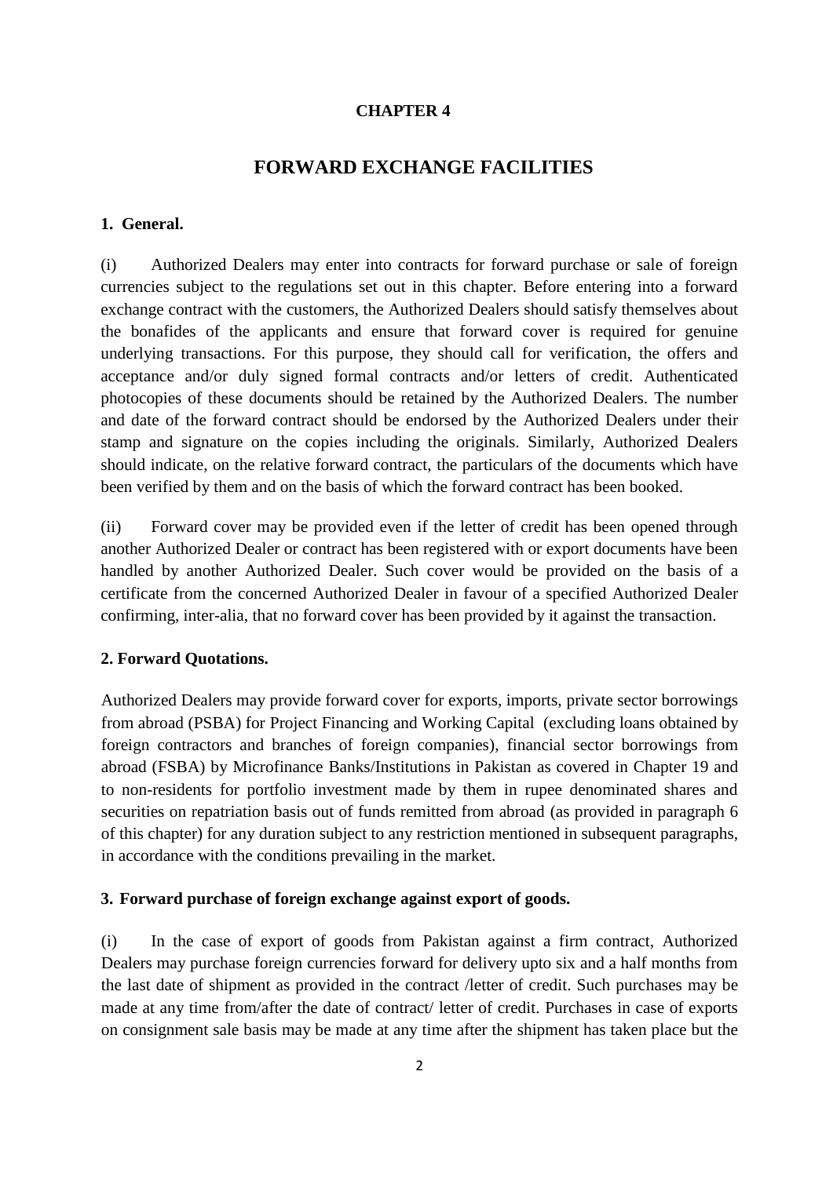# CHAPTER 4

## FORWARD EXCHANGE FACILITIES

### 1. General.

(i) Authorized Dealers may enter into contracts for forward purchase or sale of foreign currencies subject to the regulations set out in this chapter. Before entering into a forward exchange contract with the customers, the Authorized Dealers should satisfy themselves about the bonafides of the applicants and ensure that forward cover is required for genuine underlying transactions. For this purpose, they should call for verification, the offers and acceptance and/or duly signed formal contracts and/or letters of credit. Authenticated photocopies of these documents should be retained by the Authorized Dealers. The number and date of the forward contract should be endorsed by the Authorized Dealers under their stamp and signature on the copies including the originals. Similarly, Authorized Dealers should indicate, on the relative forward contract, the particulars of the documents which have been verified by them and on the basis of which the forward contract has been booked.

(ii) Forward cover may be provided even if the letter of credit has been opened through another Authorized Dealer or contract has been registered with or export documents have been handled by another Authorized Dealer. Such cover would be provided on the basis of a certificate from the concerned Authorized Dealer in favour of a specified Authorized Dealer confirming, inter-alia, that no forward cover has been provided by it against the transaction.

### 2. Forward Quotations.

Authorized Dealers may provide forward cover for exports, imports, private sector borrowings from abroad (PSBA) for Project Financing and Working Capital (excluding loans obtained by foreign contractors and branches of foreign companies), financial sector borrowings from abroad (FSBA) by Microfinance Banks/Institutions in Pakistan as covered in Chapter 19 and to non-residents for portfolio investment made by them in rupee denominated shares and securities on repatriation basis out of funds remitted from abroad (as provided in paragraph 6 of this chapter) for any duration subject to any restriction mentioned in subsequent paragraphs, in accordance with the conditions prevailing in the market.

### 3. Forward purchase of foreign exchange against export of goods.

(i) In the case of export of goods from Pakistan against a firm contract, Authorized Dealers may purchase foreign currencies forward for delivery upto six and a half months from the last date of shipment as provided in the contract /letter of credit. Such purchases may be made at any time from/after the date of contract/ letter of credit. Purchases in case of exports on consignment sale basis may be made at any time after the shipment has taken place but the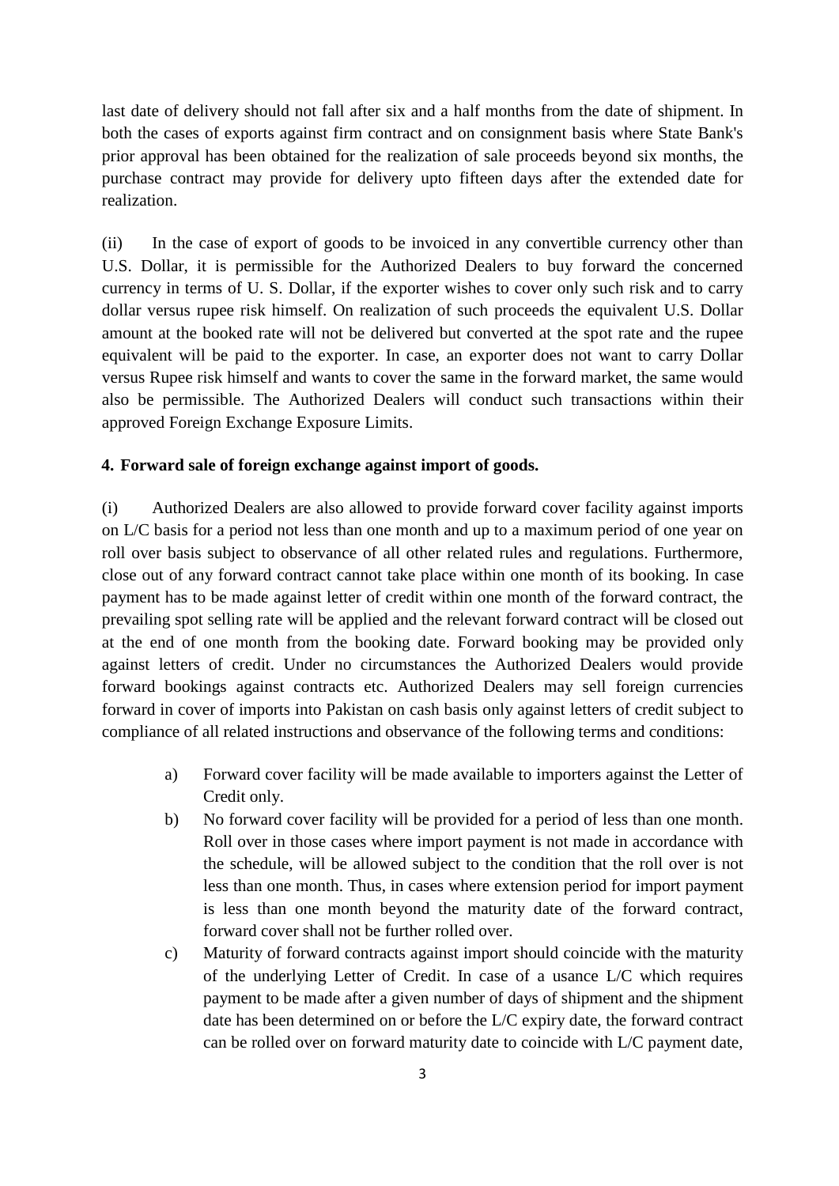last date of delivery should not fall after six and a half months from the date of shipment. In both the cases of exports against firm contract and on consignment basis where State Bank's prior approval has been obtained for the realization of sale proceeds beyond six months, the purchase contract may provide for delivery upto fifteen days after the extended date for realization.

(ii) In the case of export of goods to be invoiced in any convertible currency other than U.S. Dollar, it is permissible for the Authorized Dealers to buy forward the concerned currency in terms of U. S. Dollar, if the exporter wishes to cover only such risk and to carry dollar versus rupee risk himself. On realization of such proceeds the equivalent U.S. Dollar amount at the booked rate will not be delivered but converted at the spot rate and the rupee equivalent will be paid to the exporter. In case, an exporter does not want to carry Dollar versus Rupee risk himself and wants to cover the same in the forward market, the same would also be permissible. The Authorized Dealers will conduct such transactions within their approved Foreign Exchange Exposure Limits.

**4. Forward sale of foreign exchange against import of goods.**

(i) Authorized Dealers are also allowed to provide forward cover facility against imports on L/C basis for a period not less than one month and up to a maximum period of one year on roll over basis subject to observance of all other related rules and regulations. Furthermore, close out of any forward contract cannot take place within one month of its booking. In case payment has to be made against letter of credit within one month of the forward contract, the prevailing spot selling rate will be applied and the relevant forward contract will be closed out at the end of one month from the booking date. Forward booking may be provided only against letters of credit. Under no circumstances the Authorized Dealers would provide forward bookings against contracts etc. Authorized Dealers may sell foreign currencies forward in cover of imports into Pakistan on cash basis only against letters of credit subject to compliance of all related instructions and observance of the following terms and conditions:

a) Forward cover facility will be made available to importers against the Letter of Credit only.

b) No forward cover facility will be provided for a period of less than one month. Roll over in those cases where import payment is not made in accordance with the schedule, will be allowed subject to the condition that the roll over is not less than one month. Thus, in cases where extension period for import payment is less than one month beyond the maturity date of the forward contract, forward cover shall not be further rolled over.

c) Maturity of forward contracts against import should coincide with the maturity of the underlying Letter of Credit. In case of a usance L/C which requires payment to be made after a given number of days of shipment and the shipment date has been determined on or before the L/C expiry date, the forward contract can be rolled over on forward maturity date to coincide with L/C payment date,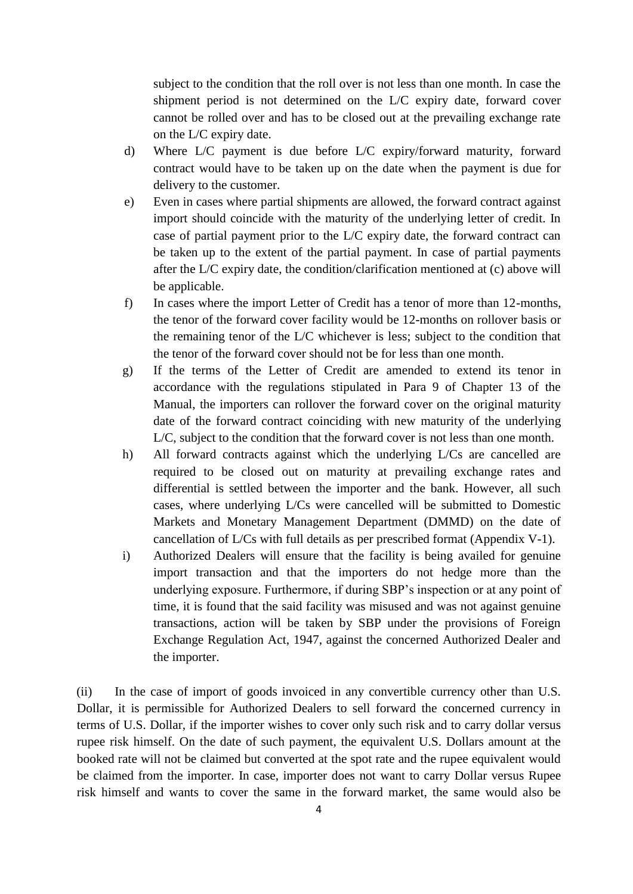subject to the condition that the roll over is not less than one month. In case the shipment period is not determined on the L/C expiry date, forward cover cannot be rolled over and has to be closed out at the prevailing exchange rate on the L/C expiry date.

d) Where L/C payment is due before L/C expiry/forward maturity, forward contract would have to be taken up on the date when the payment is due for delivery to the customer.

e) Even in cases where partial shipments are allowed, the forward contract against import should coincide with the maturity of the underlying letter of credit. In case of partial payment prior to the L/C expiry date, the forward contract can be taken up to the extent of the partial payment. In case of partial payments after the L/C expiry date, the condition/clarification mentioned at (c) above will be applicable.

f) In cases where the import Letter of Credit has a tenor of more than 12-months, the tenor of the forward cover facility would be 12-months on rollover basis or the remaining tenor of the L/C whichever is less; subject to the condition that the tenor of the forward cover should not be for less than one month.

g) If the terms of the Letter of Credit are amended to extend its tenor in accordance with the regulations stipulated in Para 9 of Chapter 13 of the Manual, the importers can rollover the forward cover on the original maturity date of the forward contract coinciding with new maturity of the underlying L/C, subject to the condition that the forward cover is not less than one month.

h) All forward contracts against which the underlying L/Cs are cancelled are required to be closed out on maturity at prevailing exchange rates and differential is settled between the importer and the bank. However, all such cases, where underlying L/Cs were cancelled will be submitted to Domestic Markets and Monetary Management Department (DMMD) on the date of cancellation of L/Cs with full details as per prescribed format (Appendix V-1).

i) Authorized Dealers will ensure that the facility is being availed for genuine import transaction and that the importers do not hedge more than the underlying exposure. Furthermore, if during SBP's inspection or at any point of time, it is found that the said facility was misused and was not against genuine transactions, action will be taken by SBP under the provisions of Foreign Exchange Regulation Act, 1947, against the concerned Authorized Dealer and the importer.

(ii) In the case of import of goods invoiced in any convertible currency other than U.S. Dollar, it is permissible for Authorized Dealers to sell forward the concerned currency in terms of U.S. Dollar, if the importer wishes to cover only such risk and to carry dollar versus rupee risk himself. On the date of such payment, the equivalent U.S. Dollars amount at the booked rate will not be claimed but converted at the spot rate and the rupee equivalent would be claimed from the importer. In case, importer does not want to carry Dollar versus Rupee risk himself and wants to cover the same in the forward market, the same would also be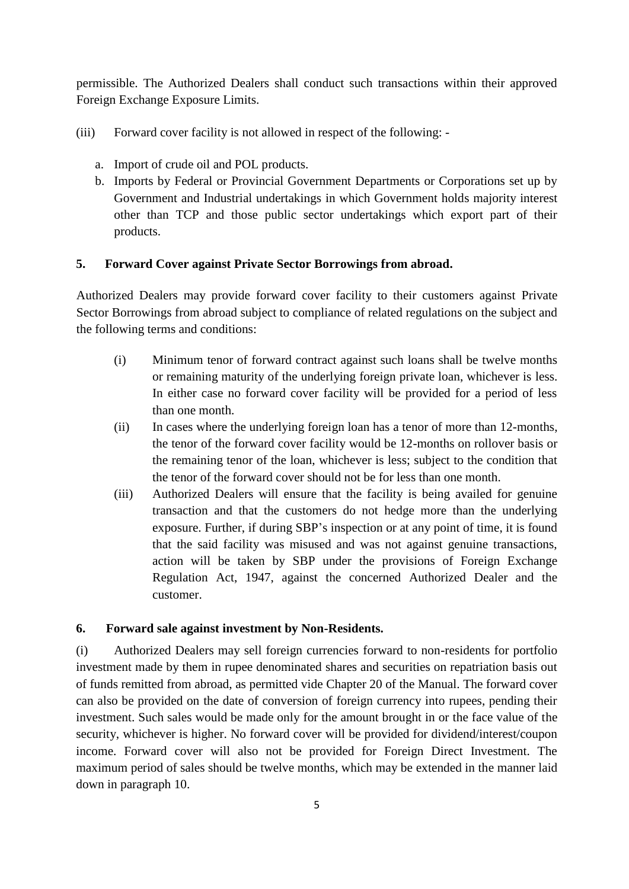permissible. The Authorized Dealers shall conduct such transactions within their approved Foreign Exchange Exposure Limits.

(iii) Forward cover facility is not allowed in respect of the following: -

a. Import of crude oil and POL products.
b. Imports by Federal or Provincial Government Departments or Corporations set up by Government and Industrial undertakings in which Government holds majority interest other than TCP and those public sector undertakings which export part of their products.

**5. Forward Cover against Private Sector Borrowings from abroad.**

Authorized Dealers may provide forward cover facility to their customers against Private Sector Borrowings from abroad subject to compliance of related regulations on the subject and the following terms and conditions:

(i) Minimum tenor of forward contract against such loans shall be twelve months or remaining maturity of the underlying foreign private loan, whichever is less. In either case no forward cover facility will be provided for a period of less than one month.

(ii) In cases where the underlying foreign loan has a tenor of more than 12-months, the tenor of the forward cover facility would be 12-months on rollover basis or the remaining tenor of the loan, whichever is less; subject to the condition that the tenor of the forward cover should not be for less than one month.

(iii) Authorized Dealers will ensure that the facility is being availed for genuine transaction and that the customers do not hedge more than the underlying exposure. Further, if during SBP's inspection or at any point of time, it is found that the said facility was misused and was not against genuine transactions, action will be taken by SBP under the provisions of Foreign Exchange Regulation Act, 1947, against the concerned Authorized Dealer and the customer.

**6. Forward sale against investment by Non-Residents.**

(i) Authorized Dealers may sell foreign currencies forward to non-residents for portfolio investment made by them in rupee denominated shares and securities on repatriation basis out of funds remitted from abroad, as permitted vide Chapter 20 of the Manual. The forward cover can also be provided on the date of conversion of foreign currency into rupees, pending their investment. Such sales would be made only for the amount brought in or the face value of the security, whichever is higher. No forward cover will be provided for dividend/interest/coupon income. Forward cover will also not be provided for Foreign Direct Investment. The maximum period of sales should be twelve months, which may be extended in the manner laid down in paragraph 10.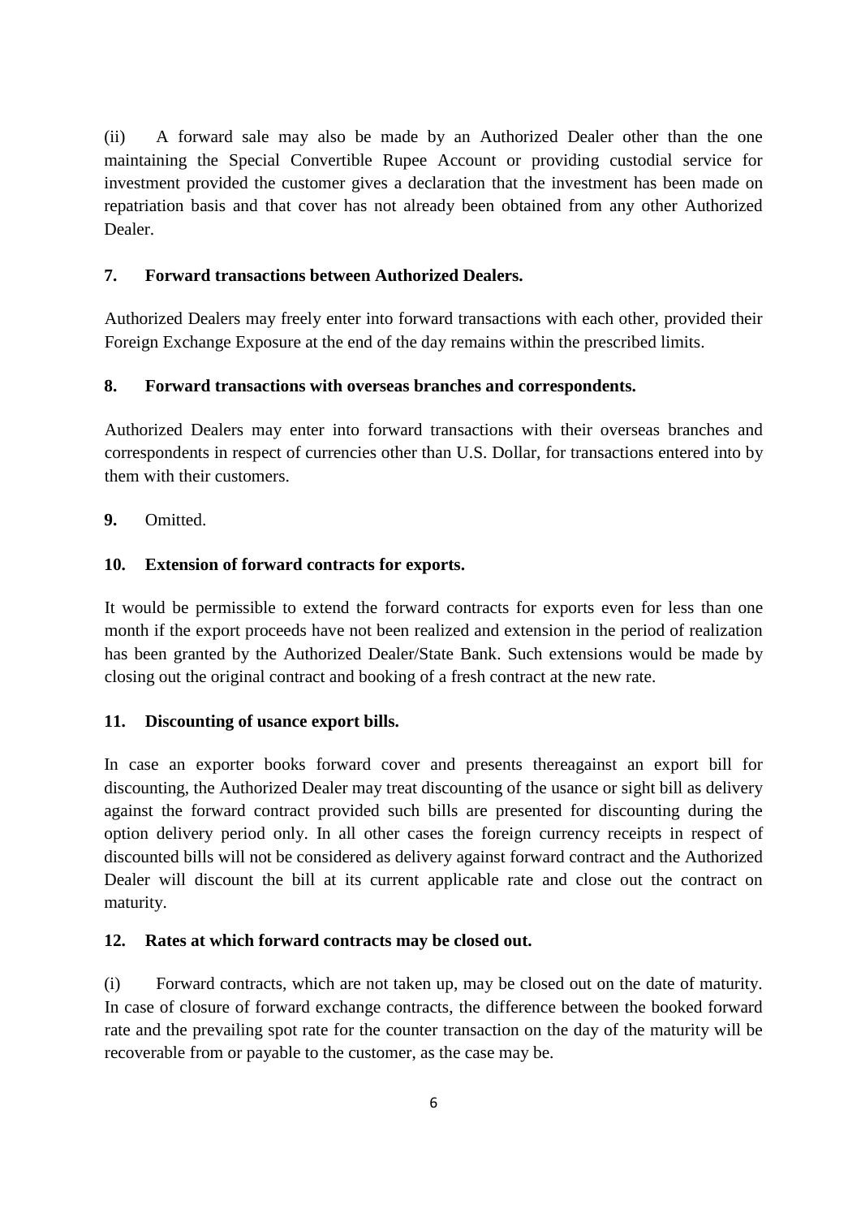(ii) A forward sale may also be made by an Authorized Dealer other than the one maintaining the Special Convertible Rupee Account or providing custodial service for investment provided the customer gives a declaration that the investment has been made on repatriation basis and that cover has not already been obtained from any other Authorized Dealer.

**7. Forward transactions between Authorized Dealers.**

Authorized Dealers may freely enter into forward transactions with each other, provided their Foreign Exchange Exposure at the end of the day remains within the prescribed limits.

**8. Forward transactions with overseas branches and correspondents.**

Authorized Dealers may enter into forward transactions with their overseas branches and correspondents in respect of currencies other than U.S. Dollar, for transactions entered into by them with their customers.

**9.** Omitted.

**10. Extension of forward contracts for exports.**

It would be permissible to extend the forward contracts for exports even for less than one month if the export proceeds have not been realized and extension in the period of realization has been granted by the Authorized Dealer/State Bank. Such extensions would be made by closing out the original contract and booking of a fresh contract at the new rate.

**11. Discounting of usance export bills.**

In case an exporter books forward cover and presents thereagainst an export bill for discounting, the Authorized Dealer may treat discounting of the usance or sight bill as delivery against the forward contract provided such bills are presented for discounting during the option delivery period only. In all other cases the foreign currency receipts in respect of discounted bills will not be considered as delivery against forward contract and the Authorized Dealer will discount the bill at its current applicable rate and close out the contract on maturity.

**12. Rates at which forward contracts may be closed out.**

(i) Forward contracts, which are not taken up, may be closed out on the date of maturity. In case of closure of forward exchange contracts, the difference between the booked forward rate and the prevailing spot rate for the counter transaction on the day of the maturity will be recoverable from or payable to the customer, as the case may be.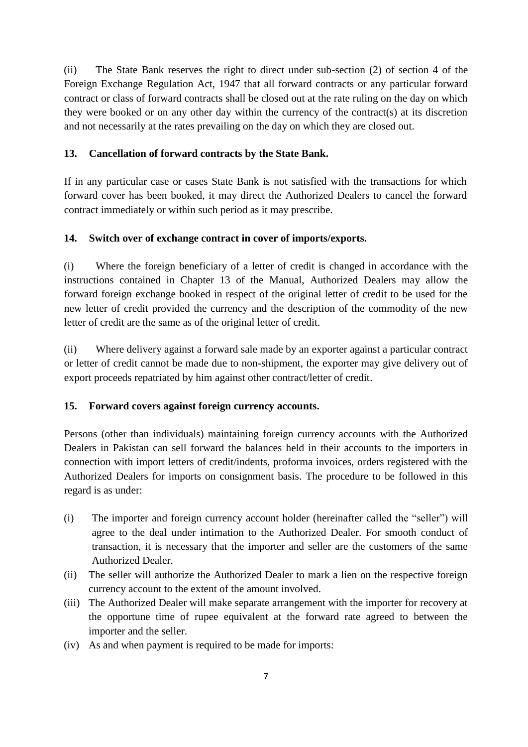(ii) The State Bank reserves the right to direct under sub-section (2) of section 4 of the Foreign Exchange Regulation Act, 1947 that all forward contracts or any particular forward contract or class of forward contracts shall be closed out at the rate ruling on the day on which they were booked or on any other day within the currency of the contract(s) at its discretion and not necessarily at the rates prevailing on the day on which they are closed out.

**13. Cancellation of forward contracts by the State Bank.**

If in any particular case or cases State Bank is not satisfied with the transactions for which forward cover has been booked, it may direct the Authorized Dealers to cancel the forward contract immediately or within such period as it may prescribe.

**14. Switch over of exchange contract in cover of imports/exports.**

(i) Where the foreign beneficiary of a letter of credit is changed in accordance with the instructions contained in Chapter 13 of the Manual, Authorized Dealers may allow the forward foreign exchange booked in respect of the original letter of credit to be used for the new letter of credit provided the currency and the description of the commodity of the new letter of credit are the same as of the original letter of credit.

(ii) Where delivery against a forward sale made by an exporter against a particular contract or letter of credit cannot be made due to non-shipment, the exporter may give delivery out of export proceeds repatriated by him against other contract/letter of credit.

**15. Forward covers against foreign currency accounts.**

Persons (other than individuals) maintaining foreign currency accounts with the Authorized Dealers in Pakistan can sell forward the balances held in their accounts to the importers in connection with import letters of credit/indents, proforma invoices, orders registered with the Authorized Dealers for imports on consignment basis. The procedure to be followed in this regard is as under:

(i) The importer and foreign currency account holder (hereinafter called the "seller") will agree to the deal under intimation to the Authorized Dealer. For smooth conduct of transaction, it is necessary that the importer and seller are the customers of the same Authorized Dealer.

(ii) The seller will authorize the Authorized Dealer to mark a lien on the respective foreign currency account to the extent of the amount involved.

(iii) The Authorized Dealer will make separate arrangement with the importer for recovery at the opportune time of rupee equivalent at the forward rate agreed to between the importer and the seller.

(iv) As and when payment is required to be made for imports: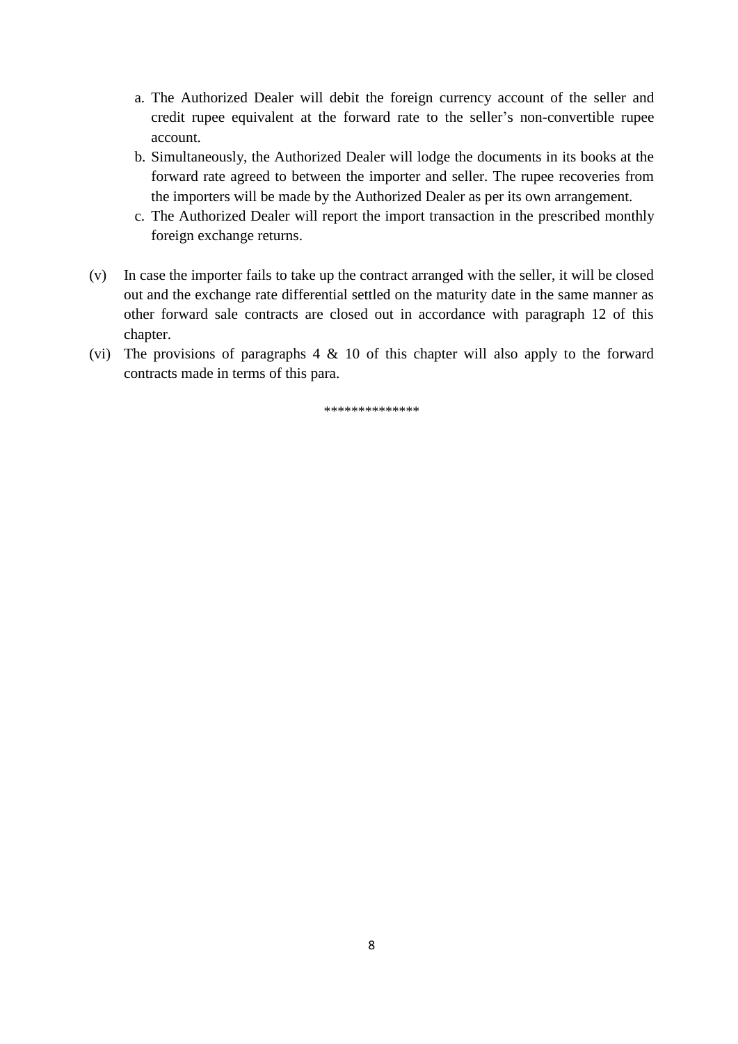a. The Authorized Dealer will debit the foreign currency account of the seller and credit rupee equivalent at the forward rate to the seller's non-convertible rupee account.
b. Simultaneously, the Authorized Dealer will lodge the documents in its books at the forward rate agreed to between the importer and seller. The rupee recoveries from the importers will be made by the Authorized Dealer as per its own arrangement.
c. The Authorized Dealer will report the import transaction in the prescribed monthly foreign exchange returns.

(v) In case the importer fails to take up the contract arranged with the seller, it will be closed out and the exchange rate differential settled on the maturity date in the same manner as other forward sale contracts are closed out in accordance with paragraph 12 of this chapter.

(vi) The provisions of paragraphs 4 & 10 of this chapter will also apply to the forward contracts made in terms of this para.

**************